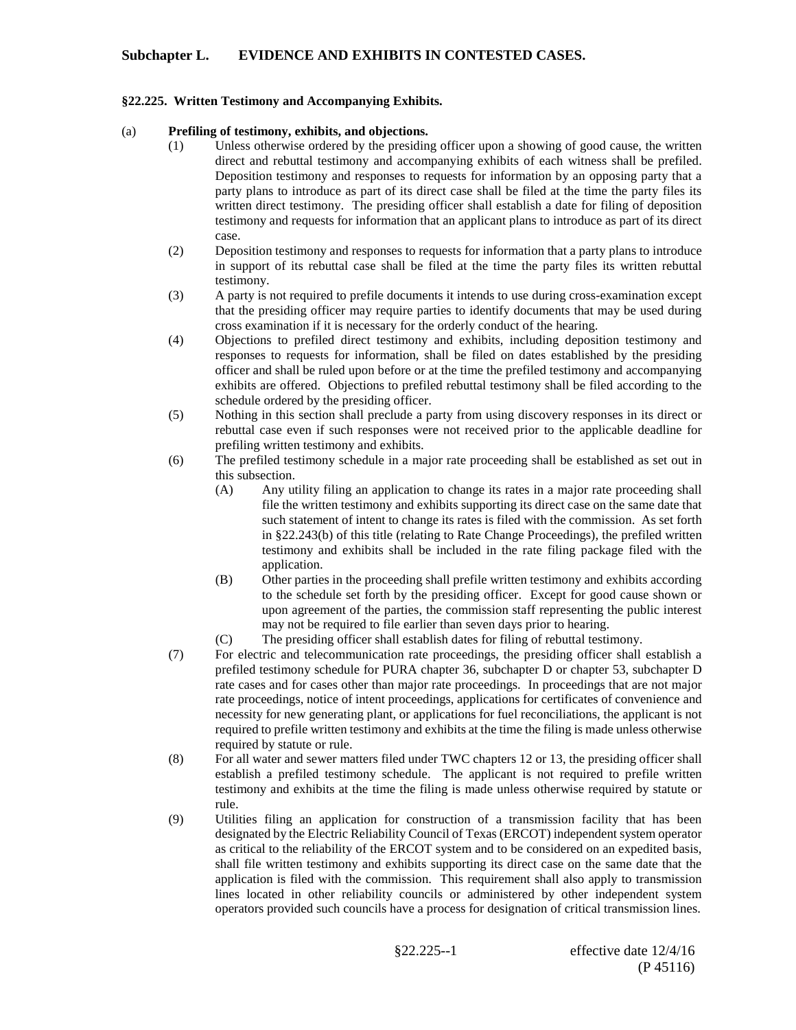## Subchapter L. EVIDENCE AND EXHIBITS IN CONTESTED CASES.

### §22.225. Written Testimony and Accompanying Exhibits.

(a) **Prefiling of testimony, exhibits, and objections.**

(1) Unless otherwise ordered by the presiding officer upon a showing of good cause, the written direct and rebuttal testimony and accompanying exhibits of each witness shall be prefiled. Deposition testimony and responses to requests for information by an opposing party that a party plans to introduce as part of its direct case shall be filed at the time the party files its written direct testimony. The presiding officer shall establish a date for filing of deposition testimony and requests for information that an applicant plans to introduce as part of its direct case.

(2) Deposition testimony and responses to requests for information that a party plans to introduce in support of its rebuttal case shall be filed at the time the party files its written rebuttal testimony.

(3) A party is not required to prefile documents it intends to use during cross-examination except that the presiding officer may require parties to identify documents that may be used during cross examination if it is necessary for the orderly conduct of the hearing.

(4) Objections to prefiled direct testimony and exhibits, including deposition testimony and responses to requests for information, shall be filed on dates established by the presiding officer and shall be ruled upon before or at the time the prefiled testimony and accompanying exhibits are offered. Objections to prefiled rebuttal testimony shall be filed according to the schedule ordered by the presiding officer.

(5) Nothing in this section shall preclude a party from using discovery responses in its direct or rebuttal case even if such responses were not received prior to the applicable deadline for prefiling written testimony and exhibits.

(6) The prefiled testimony schedule in a major rate proceeding shall be established as set out in this subsection.

(A) Any utility filing an application to change its rates in a major rate proceeding shall file the written testimony and exhibits supporting its direct case on the same date that such statement of intent to change its rates is filed with the commission. As set forth in §22.243(b) of this title (relating to Rate Change Proceedings), the prefiled written testimony and exhibits shall be included in the rate filing package filed with the application.

(B) Other parties in the proceeding shall prefile written testimony and exhibits according to the schedule set forth by the presiding officer. Except for good cause shown or upon agreement of the parties, the commission staff representing the public interest may not be required to file earlier than seven days prior to hearing.

(C) The presiding officer shall establish dates for filing of rebuttal testimony.

(7) For electric and telecommunication rate proceedings, the presiding officer shall establish a prefiled testimony schedule for PURA chapter 36, subchapter D or chapter 53, subchapter D rate cases and for cases other than major rate proceedings. In proceedings that are not major rate proceedings, notice of intent proceedings, applications for certificates of convenience and necessity for new generating plant, or applications for fuel reconciliations, the applicant is not required to prefile written testimony and exhibits at the time the filing is made unless otherwise required by statute or rule.

(8) For all water and sewer matters filed under TWC chapters 12 or 13, the presiding officer shall establish a prefiled testimony schedule. The applicant is not required to prefile written testimony and exhibits at the time the filing is made unless otherwise required by statute or rule.

(9) Utilities filing an application for construction of a transmission facility that has been designated by the Electric Reliability Council of Texas (ERCOT) independent system operator as critical to the reliability of the ERCOT system and to be considered on an expedited basis, shall file written testimony and exhibits supporting its direct case on the same date that the application is filed with the commission. This requirement shall also apply to transmission lines located in other reliability councils or administered by other independent system operators provided such councils have a process for designation of critical transmission lines.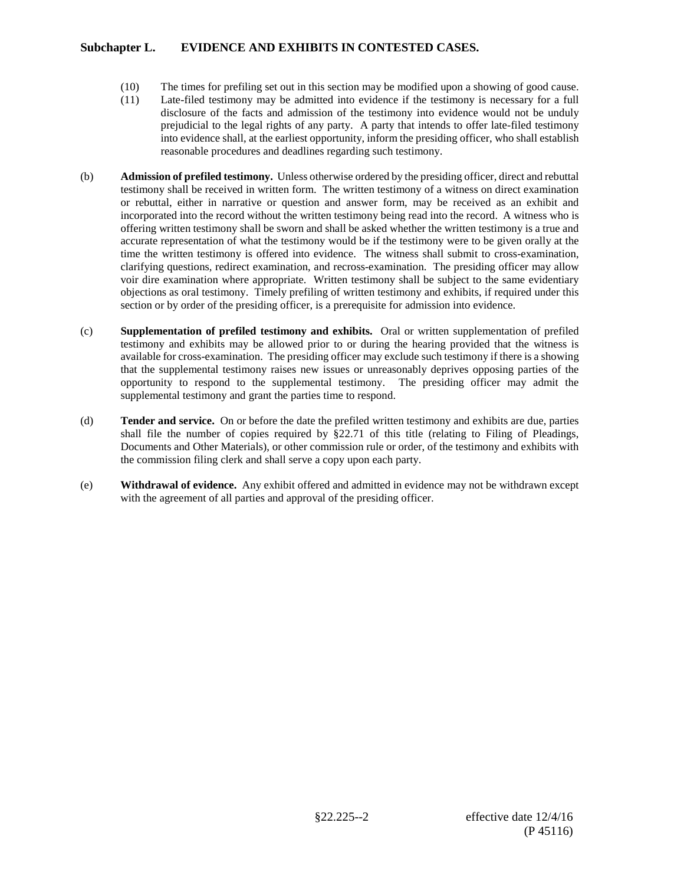(10) The times for prefiling set out in this section may be modified upon a showing of good cause.

(11) Late-filed testimony may be admitted into evidence if the testimony is necessary for a full disclosure of the facts and admission of the testimony into evidence would not be unduly prejudicial to the legal rights of any party. A party that intends to offer late-filed testimony into evidence shall, at the earliest opportunity, inform the presiding officer, who shall establish reasonable procedures and deadlines regarding such testimony.

(b) **Admission of prefiled testimony.** Unless otherwise ordered by the presiding officer, direct and rebuttal testimony shall be received in written form. The written testimony of a witness on direct examination or rebuttal, either in narrative or question and answer form, may be received as an exhibit and incorporated into the record without the written testimony being read into the record. A witness who is offering written testimony shall be sworn and shall be asked whether the written testimony is a true and accurate representation of what the testimony would be if the testimony were to be given orally at the time the written testimony is offered into evidence. The witness shall submit to cross-examination, clarifying questions, redirect examination, and recross-examination. The presiding officer may allow voir dire examination where appropriate. Written testimony shall be subject to the same evidentiary objections as oral testimony. Timely prefiling of written testimony and exhibits, if required under this section or by order of the presiding officer, is a prerequisite for admission into evidence.

(c) **Supplementation of prefiled testimony and exhibits.** Oral or written supplementation of prefiled testimony and exhibits may be allowed prior to or during the hearing provided that the witness is available for cross-examination. The presiding officer may exclude such testimony if there is a showing that the supplemental testimony raises new issues or unreasonably deprives opposing parties of the opportunity to respond to the supplemental testimony. The presiding officer may admit the supplemental testimony and grant the parties time to respond.

(d) **Tender and service.** On or before the date the prefiled written testimony and exhibits are due, parties shall file the number of copies required by §22.71 of this title (relating to Filing of Pleadings, Documents and Other Materials), or other commission rule or order, of the testimony and exhibits with the commission filing clerk and shall serve a copy upon each party.

(e) **Withdrawal of evidence.** Any exhibit offered and admitted in evidence may not be withdrawn except with the agreement of all parties and approval of the presiding officer.